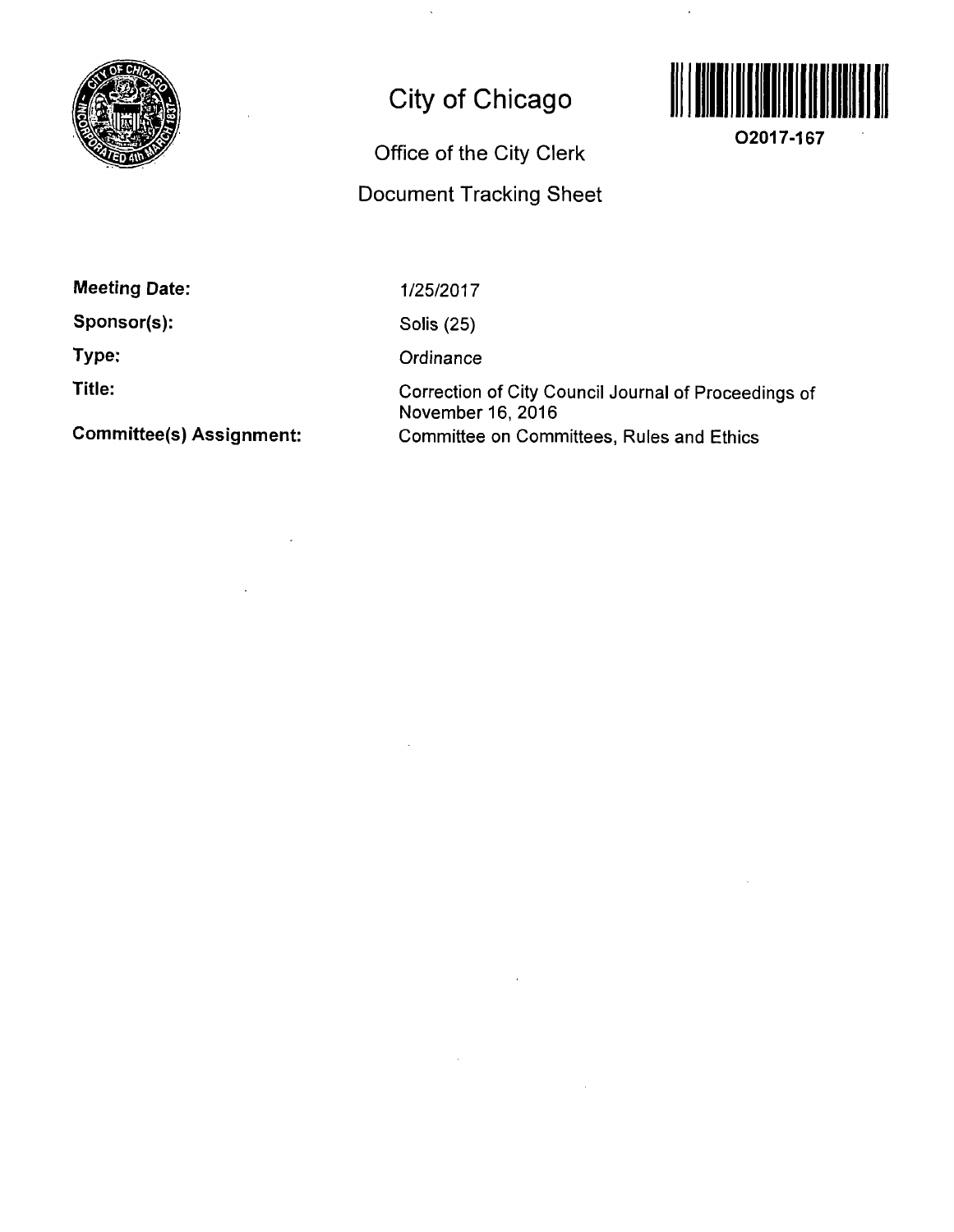# City of Chicago

O2017-167

## Office of the City Clerk

## Document Tracking Sheet

**Meeting Date:** 1/25/2017

**Sponsor(s):** Solis (25)

**Type:** Ordinance

**Title:** Correction of City Council Journal of Proceedings of November 16, 2016

**Committee(s) Assignment:** Committee on Committees, Rules and Ethics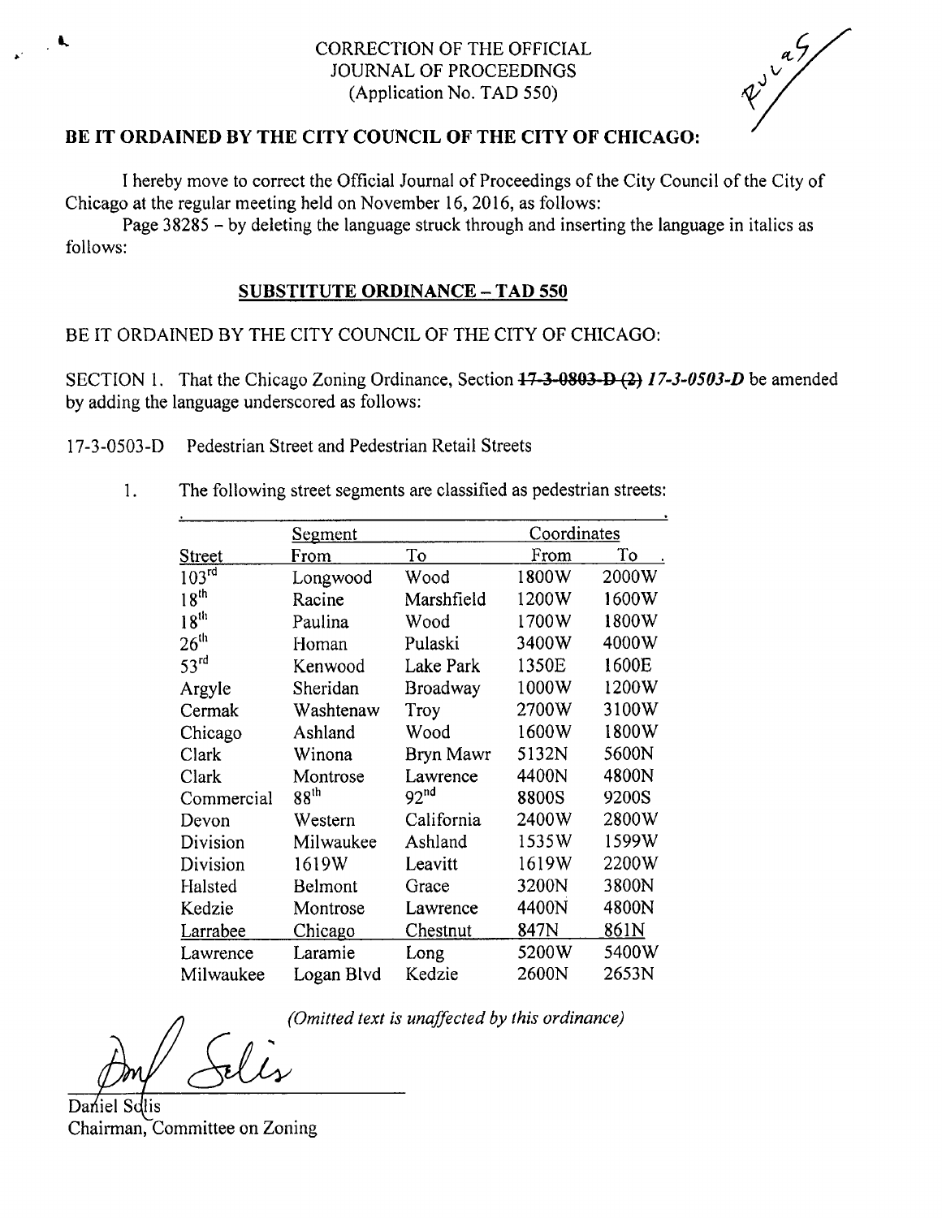CORRECTION OF THE OFFICIAL
JOURNAL OF PROCEEDINGS
(Application No. TAD 550)

**BE IT ORDAINED BY THE CITY COUNCIL OF THE CITY OF CHICAGO:**

I hereby move to correct the Official Journal of Proceedings of the City Council of the City of Chicago at the regular meeting held on November 16, 2016, as follows:

Page 38285 – by deleting the language struck through and inserting the language in italics as follows:

## SUBSTITUTE ORDINANCE – TAD 550

BE IT ORDAINED BY THE CITY COUNCIL OF THE CITY OF CHICAGO:

SECTION 1. That the Chicago Zoning Ordinance, Section ~~17-3-0803-D (2)~~ *17-3-0503-D* be amended by adding the language underscored as follows:

17-3-0503-D Pedestrian Street and Pedestrian Retail Streets

1. The following street segments are classified as pedestrian streets:

| | Segment | | Coordinates | |
|---|---|---|---|---|
| Street | From | To | From | To |
| 103rd | Longwood | Wood | 1800W | 2000W |
| 18th | Racine | Marshfield | 1200W | 1600W |
| 18th | Paulina | Wood | 1700W | 1800W |
| 26th | Homan | Pulaski | 3400W | 4000W |
| 53rd | Kenwood | Lake Park | 1350E | 1600E |
| Argyle | Sheridan | Broadway | 1000W | 1200W |
| Cermak | Washtenaw | Troy | 2700W | 3100W |
| Chicago | Ashland | Wood | 1600W | 1800W |
| Clark | Winona | Bryn Mawr | 5132N | 5600N |
| Clark | Montrose | Lawrence | 4400N | 4800N |
| Commercial | 88th | 92nd | 8800S | 9200S |
| Devon | Western | California | 2400W | 2800W |
| Division | Milwaukee | Ashland | 1535W | 1599W |
| Division | 1619W | Leavitt | 1619W | 2200W |
| Halsted | Belmont | Grace | 3200N | 3800N |
| Kedzie | Montrose | Lawrence | 4400N | 4800N |
| Larrabee | Chicago | Chestnut | 847N | 861N |
| Lawrence | Laramie | Long | 5200W | 5400W |
| Milwaukee | Logan Blvd | Kedzie | 2600N | 2653N |

*(Omitted text is unaffected by this ordinance)*

Daniel Solis
Chairman, Committee on Zoning